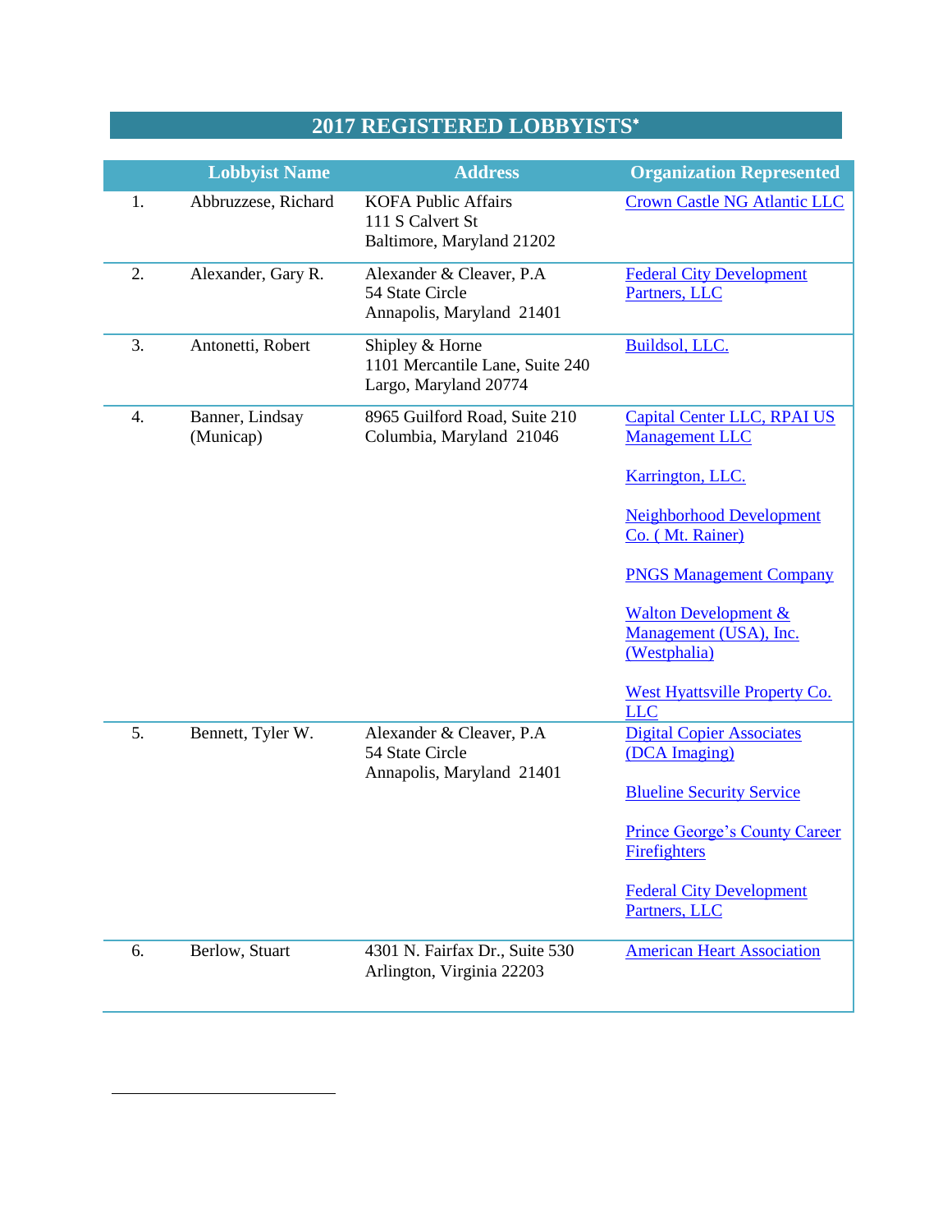# 2017 REGISTERED LOBBYISTS*

| | Lobbyist Name | Address | Organization Represented |
|---|---|---|---|
| 1. | Abbruzzese, Richard | KOFA Public Affairs<br>111 S Calvert St<br>Baltimore, Maryland 21202 | Crown Castle NG Atlantic LLC |
| 2. | Alexander, Gary R. | Alexander & Cleaver, P.A<br>54 State Circle<br>Annapolis, Maryland 21401 | Federal City Development Partners, LLC |
| 3. | Antonetti, Robert | Shipley & Horne<br>1101 Mercantile Lane, Suite 240<br>Largo, Maryland 20774 | Buildsol, LLC. |
| 4. | Banner, Lindsay (Municap) | 8965 Guilford Road, Suite 210<br>Columbia, Maryland 21046 | Capital Center LLC, RPAI US Management LLC<br><br>Karrington, LLC.<br><br>Neighborhood Development Co. ( Mt. Rainer)<br><br>PNGS Management Company<br><br>Walton Development & Management (USA), Inc. (Westphalia)<br><br>West Hyattsville Property Co. LLC |
| 5. | Bennett, Tyler W. | Alexander & Cleaver, P.A<br>54 State Circle<br>Annapolis, Maryland 21401 | Digital Copier Associates (DCA Imaging)<br><br>Blueline Security Service<br><br>Prince George's County Career Firefighters<br><br>Federal City Development Partners, LLC |
| 6. | Berlow, Stuart | 4301 N. Fairfax Dr., Suite 530<br>Arlington, Virginia 22203 | American Heart Association |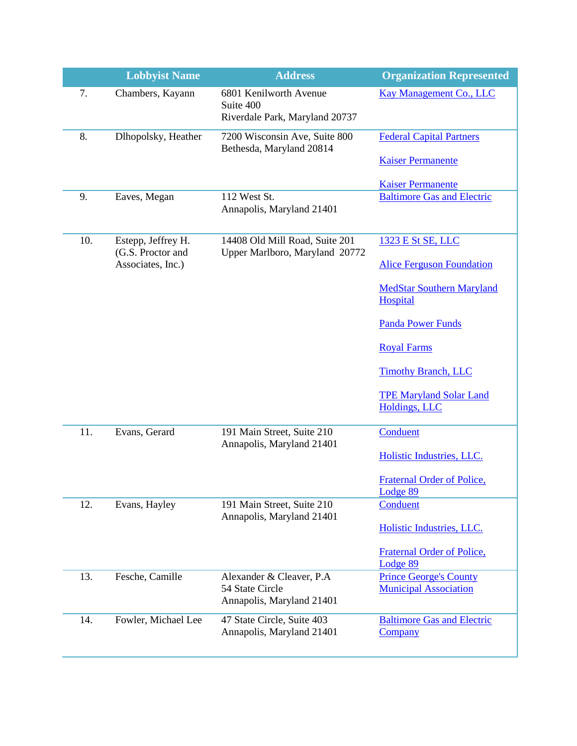| | Lobbyist Name | Address | Organization Represented |
|---|---|---|---|
| 7. | Chambers, Kayann | 6801 Kenilworth Avenue<br>Suite 400<br>Riverdale Park, Maryland 20737 | Kay Management Co., LLC |
| 8. | Dlhopolsky, Heather | 7200 Wisconsin Ave, Suite 800<br>Bethesda, Maryland 20814 | Federal Capital Partners<br><br>Kaiser Permanente<br><br>Kaiser Permanente |
| 9. | Eaves, Megan | 112 West St.<br>Annapolis, Maryland 21401 | Baltimore Gas and Electric |
| 10. | Estepp, Jeffrey H. (G.S. Proctor and Associates, Inc.) | 14408 Old Mill Road, Suite 201<br>Upper Marlboro, Maryland 20772 | 1323 E St SE, LLC<br><br>Alice Ferguson Foundation<br><br>MedStar Southern Maryland Hospital<br><br>Panda Power Funds<br><br>Royal Farms<br><br>Timothy Branch, LLC<br><br>TPE Maryland Solar Land Holdings, LLC |
| 11. | Evans, Gerard | 191 Main Street, Suite 210<br>Annapolis, Maryland 21401 | Conduent<br><br>Holistic Industries, LLC.<br><br>Fraternal Order of Police, Lodge 89 |
| 12. | Evans, Hayley | 191 Main Street, Suite 210<br>Annapolis, Maryland 21401 | Conduent<br><br>Holistic Industries, LLC.<br><br>Fraternal Order of Police, Lodge 89 |
| 13. | Fesche, Camille | Alexander & Cleaver, P.A<br>54 State Circle<br>Annapolis, Maryland 21401 | Prince George's County Municipal Association |
| 14. | Fowler, Michael Lee | 47 State Circle, Suite 403<br>Annapolis, Maryland 21401 | Baltimore Gas and Electric Company |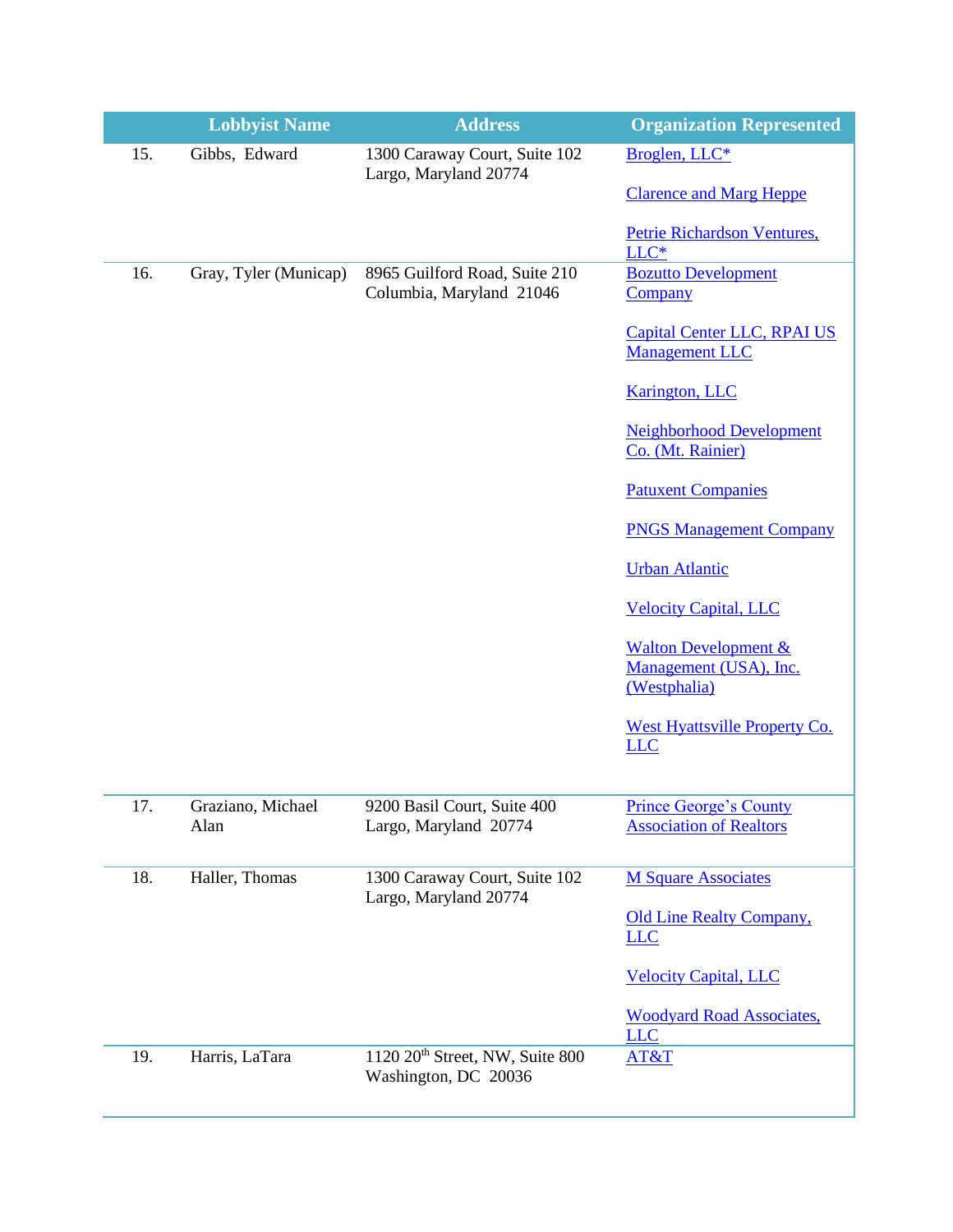| | Lobbyist Name | Address | Organization Represented |
|---|---|---|---|
| 15. | Gibbs, Edward | 1300 Caraway Court, Suite 102<br>Largo, Maryland 20774 | Broglen, LLC*<br><br>Clarence and Marg Heppe<br><br>Petrie Richardson Ventures, LLC* |
| 16. | Gray, Tyler (Municap) | 8965 Guilford Road, Suite 210<br>Columbia, Maryland 21046 | Bozutto Development Company<br><br>Capital Center LLC, RPAI US Management LLC<br><br>Karington, LLC<br><br>Neighborhood Development Co. (Mt. Rainier)<br><br>Patuxent Companies<br><br>PNGS Management Company<br><br>Urban Atlantic<br><br>Velocity Capital, LLC<br><br>Walton Development & Management (USA), Inc. (Westphalia)<br><br>West Hyattsville Property Co. LLC |
| 17. | Graziano, Michael Alan | 9200 Basil Court, Suite 400<br>Largo, Maryland 20774 | Prince George's County Association of Realtors |
| 18. | Haller, Thomas | 1300 Caraway Court, Suite 102<br>Largo, Maryland 20774 | M Square Associates<br><br>Old Line Realty Company, LLC<br><br>Velocity Capital, LLC<br><br>Woodyard Road Associates, LLC |
| 19. | Harris, LaTara | 1120 20th Street, NW, Suite 800<br>Washington, DC 20036 | AT&T |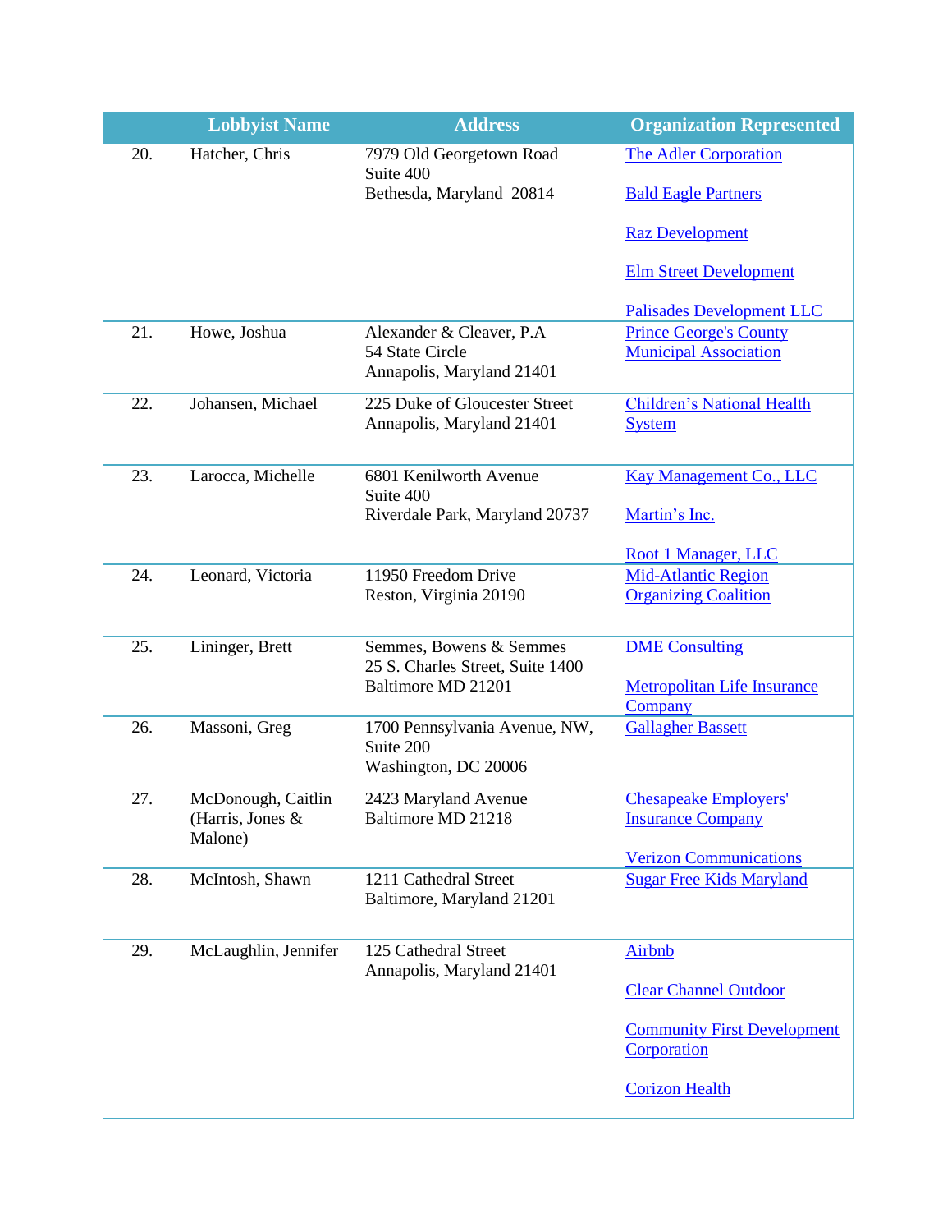| | Lobbyist Name | Address | Organization Represented |
|---|---|---|---|
| 20. | Hatcher, Chris | 7979 Old Georgetown Road<br>Suite 400<br>Bethesda, Maryland 20814 | The Adler Corporation<br><br>Bald Eagle Partners<br><br>Raz Development<br><br>Elm Street Development<br><br>Palisades Development LLC |
| 21. | Howe, Joshua | Alexander & Cleaver, P.A<br>54 State Circle<br>Annapolis, Maryland 21401 | Prince George's County Municipal Association |
| 22. | Johansen, Michael | 225 Duke of Gloucester Street<br>Annapolis, Maryland 21401 | Children's National Health System |
| 23. | Larocca, Michelle | 6801 Kenilworth Avenue<br>Suite 400<br>Riverdale Park, Maryland 20737 | Kay Management Co., LLC<br><br>Martin's Inc.<br><br>Root 1 Manager, LLC |
| 24. | Leonard, Victoria | 11950 Freedom Drive<br>Reston, Virginia 20190 | Mid-Atlantic Region Organizing Coalition |
| 25. | Lininger, Brett | Semmes, Bowens & Semmes<br>25 S. Charles Street, Suite 1400<br>Baltimore MD 21201 | DME Consulting<br><br>Metropolitan Life Insurance Company |
| 26. | Massoni, Greg | 1700 Pennsylvania Avenue, NW,<br>Suite 200<br>Washington, DC 20006 | Gallagher Bassett |
| 27. | McDonough, Caitlin (Harris, Jones & Malone) | 2423 Maryland Avenue<br>Baltimore MD 21218 | Chesapeake Employers' Insurance Company<br><br>Verizon Communications |
| 28. | McIntosh, Shawn | 1211 Cathedral Street<br>Baltimore, Maryland 21201 | Sugar Free Kids Maryland |
| 29. | McLaughlin, Jennifer | 125 Cathedral Street<br>Annapolis, Maryland 21401 | Airbnb<br><br>Clear Channel Outdoor<br><br>Community First Development Corporation<br><br>Corizon Health |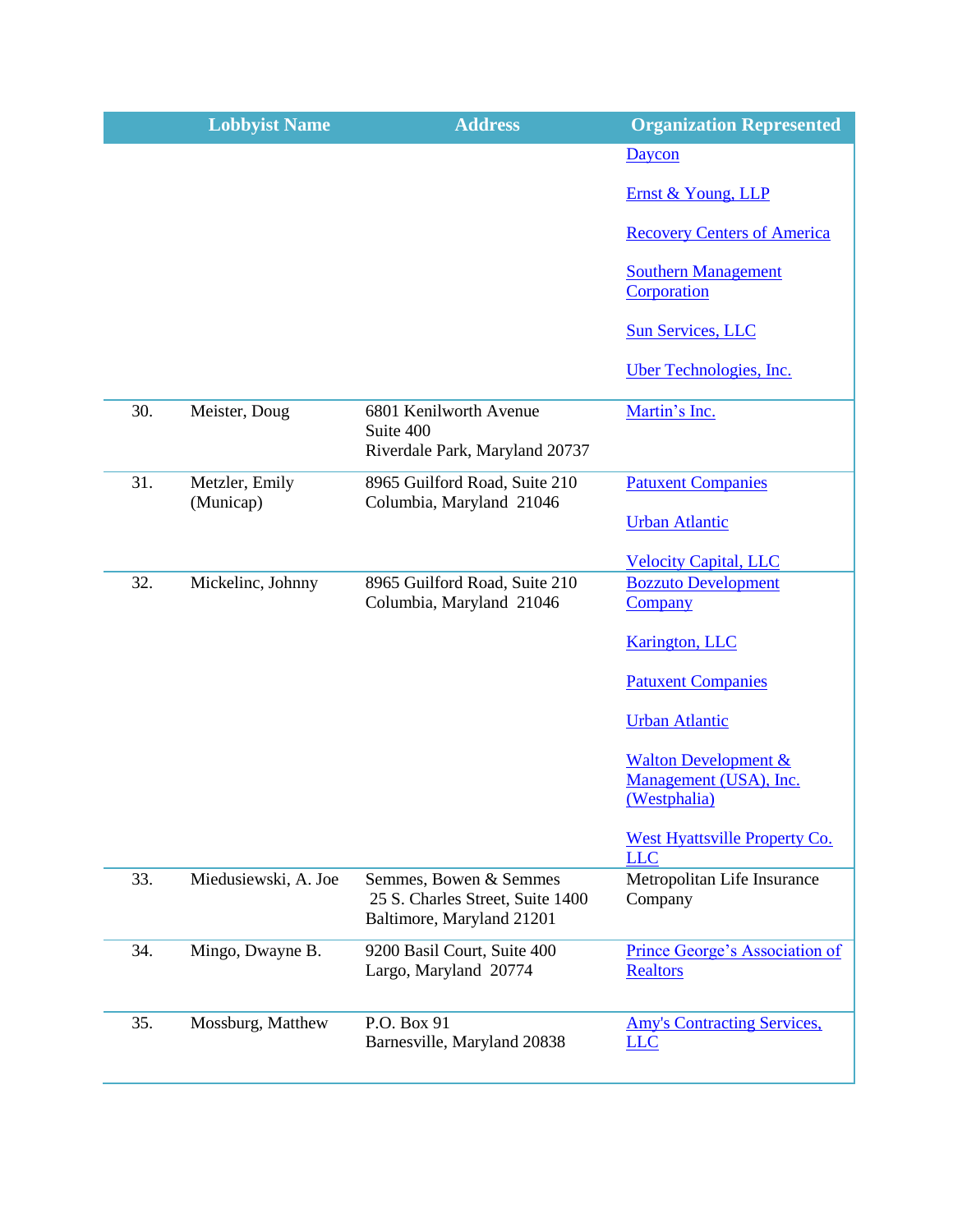| | Lobbyist Name | Address | Organization Represented |
|---|---|---|---|
| | | | Daycon<br><br>Ernst & Young, LLP<br><br>Recovery Centers of America<br><br>Southern Management Corporation<br><br>Sun Services, LLC<br><br>Uber Technologies, Inc. |
| 30. | Meister, Doug | 6801 Kenilworth Avenue<br>Suite 400<br>Riverdale Park, Maryland 20737 | Martin's Inc. |
| 31. | Metzler, Emily (Municap) | 8965 Guilford Road, Suite 210<br>Columbia, Maryland 21046 | Patuxent Companies<br><br>Urban Atlantic<br><br>Velocity Capital, LLC |
| 32. | Mickelinc, Johnny | 8965 Guilford Road, Suite 210<br>Columbia, Maryland 21046 | Bozzuto Development Company<br><br>Karington, LLC<br><br>Patuxent Companies<br><br>Urban Atlantic<br><br>Walton Development & Management (USA), Inc. (Westphalia)<br><br>West Hyattsville Property Co. LLC |
| 33. | Miedusiewski, A. Joe | Semmes, Bowen & Semmes<br>25 S. Charles Street, Suite 1400<br>Baltimore, Maryland 21201 | Metropolitan Life Insurance Company |
| 34. | Mingo, Dwayne B. | 9200 Basil Court, Suite 400<br>Largo, Maryland 20774 | Prince George's Association of Realtors |
| 35. | Mossburg, Matthew | P.O. Box 91<br>Barnesville, Maryland 20838 | Amy's Contracting Services, LLC |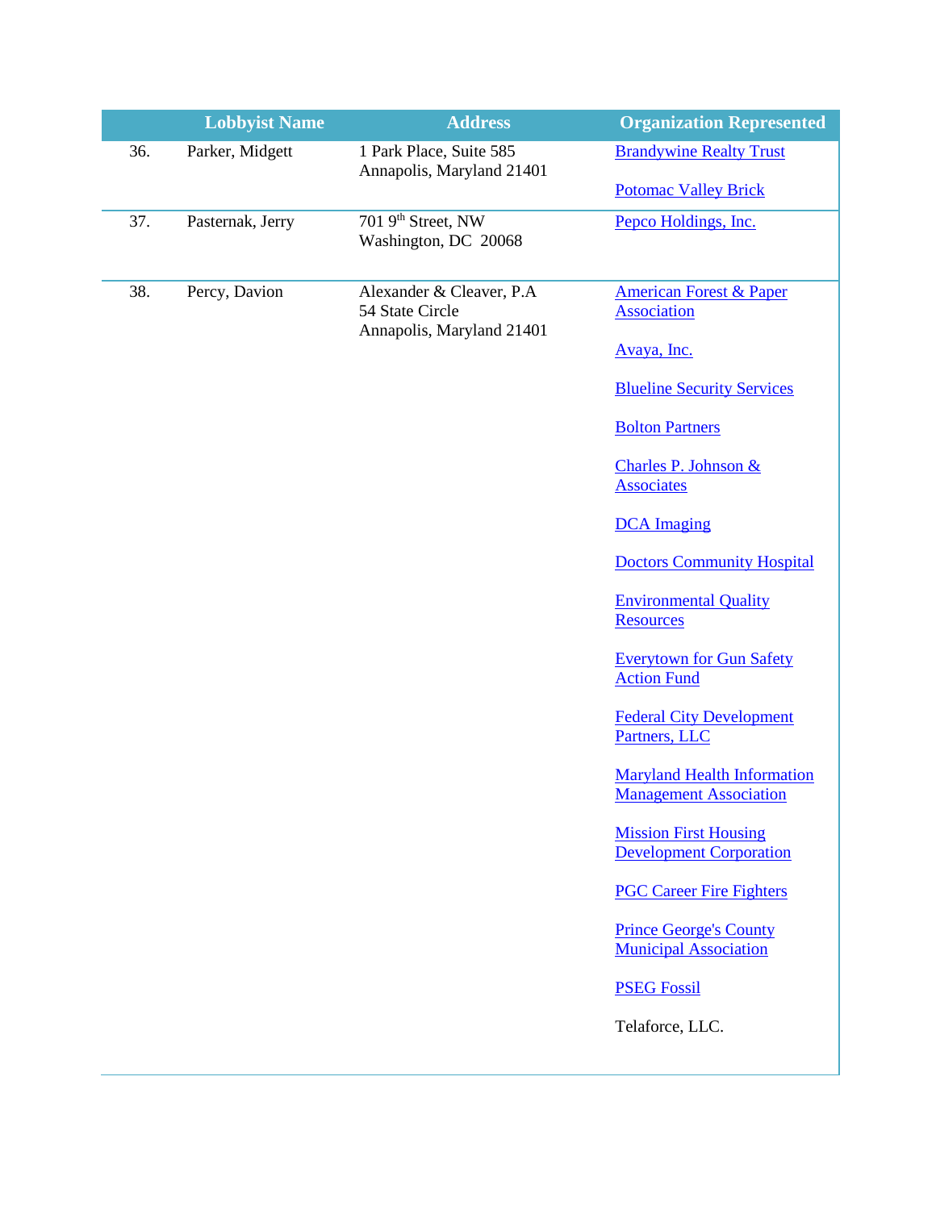|  | Lobbyist Name | Address | Organization Represented |
|---|---|---|---|
| 36. | Parker, Midgett | 1 Park Place, Suite 585<br>Annapolis, Maryland 21401 | Brandywine Realty Trust<br><br>Potomac Valley Brick |
| 37. | Pasternak, Jerry | 701 9th Street, NW<br>Washington, DC 20068 | Pepco Holdings, Inc. |
| 38. | Percy, Davion | Alexander & Cleaver, P.A<br>54 State Circle<br>Annapolis, Maryland 21401 | American Forest & Paper Association<br><br>Avaya, Inc.<br><br>Blueline Security Services<br><br>Bolton Partners<br><br>Charles P. Johnson & Associates<br><br>DCA Imaging<br><br>Doctors Community Hospital<br><br>Environmental Quality Resources<br><br>Everytown for Gun Safety Action Fund<br><br>Federal City Development Partners, LLC<br><br>Maryland Health Information Management Association<br><br>Mission First Housing Development Corporation<br><br>PGC Career Fire Fighters<br><br>Prince George's County Municipal Association<br><br>PSEG Fossil<br><br>Telaforce, LLC. |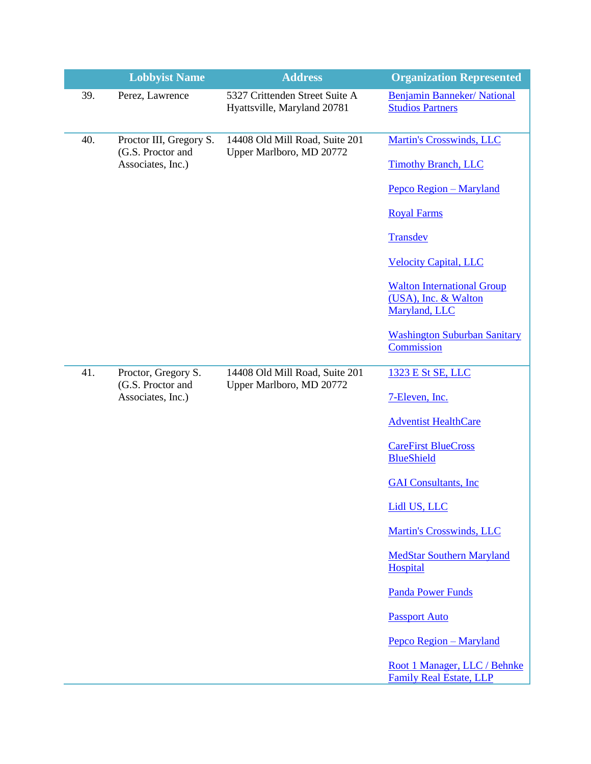| | Lobbyist Name | Address | Organization Represented |
|---|---|---|---|
| 39. | Perez, Lawrence | 5327 Crittenden Street Suite A Hyattsville, Maryland 20781 | Benjamin Banneker/ National Studios Partners |
| 40. | Proctor III, Gregory S. (G.S. Proctor and Associates, Inc.) | 14408 Old Mill Road, Suite 201 Upper Marlboro, MD 20772 | Martin's Crosswinds, LLC<br><br>Timothy Branch, LLC<br><br>Pepco Region – Maryland<br><br>Royal Farms<br><br>Transdev<br><br>Velocity Capital, LLC<br><br>Walton International Group (USA), Inc. & Walton Maryland, LLC<br><br>Washington Suburban Sanitary Commission |
| 41. | Proctor, Gregory S. (G.S. Proctor and Associates, Inc.) | 14408 Old Mill Road, Suite 201 Upper Marlboro, MD 20772 | 1323 E St SE, LLC<br><br>7-Eleven, Inc.<br><br>Adventist HealthCare<br><br>CareFirst BlueCross BlueShield<br><br>GAI Consultants, Inc<br><br>Lidl US, LLC<br><br>Martin's Crosswinds, LLC<br><br>MedStar Southern Maryland Hospital<br><br>Panda Power Funds<br><br>Passport Auto<br><br>Pepco Region – Maryland<br><br>Root 1 Manager, LLC / Behnke Family Real Estate, LLP |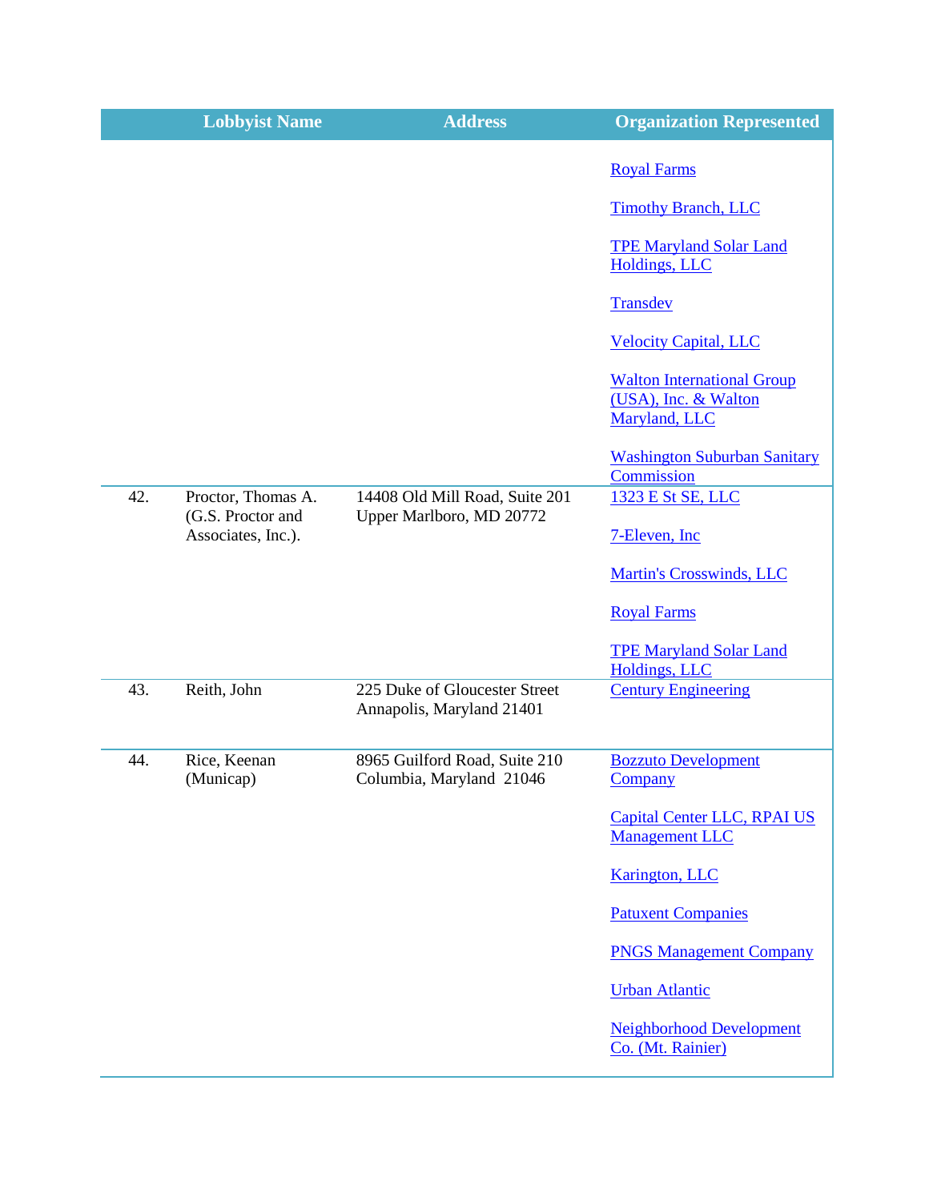| | Lobbyist Name | Address | Organization Represented |
|---|---|---|---|
| | | | Royal Farms<br><br>Timothy Branch, LLC<br><br>TPE Maryland Solar Land Holdings, LLC<br><br>Transdev<br><br>Velocity Capital, LLC<br><br>Walton International Group (USA), Inc. & Walton Maryland, LLC<br><br>Washington Suburban Sanitary Commission |
| 42. | Proctor, Thomas A. (G.S. Proctor and Associates, Inc.). | 14408 Old Mill Road, Suite 201 Upper Marlboro, MD 20772 | 1323 E St SE, LLC<br><br>7-Eleven, Inc<br><br>Martin's Crosswinds, LLC<br><br>Royal Farms<br><br>TPE Maryland Solar Land Holdings, LLC |
| 43. | Reith, John | 225 Duke of Gloucester Street Annapolis, Maryland 21401 | Century Engineering |
| 44. | Rice, Keenan (Municap) | 8965 Guilford Road, Suite 210 Columbia, Maryland 21046 | Bozzuto Development Company<br><br>Capital Center LLC, RPAI US Management LLC<br><br>Karington, LLC<br><br>Patuxent Companies<br><br>PNGS Management Company<br><br>Urban Atlantic<br><br>Neighborhood Development Co. (Mt. Rainier) |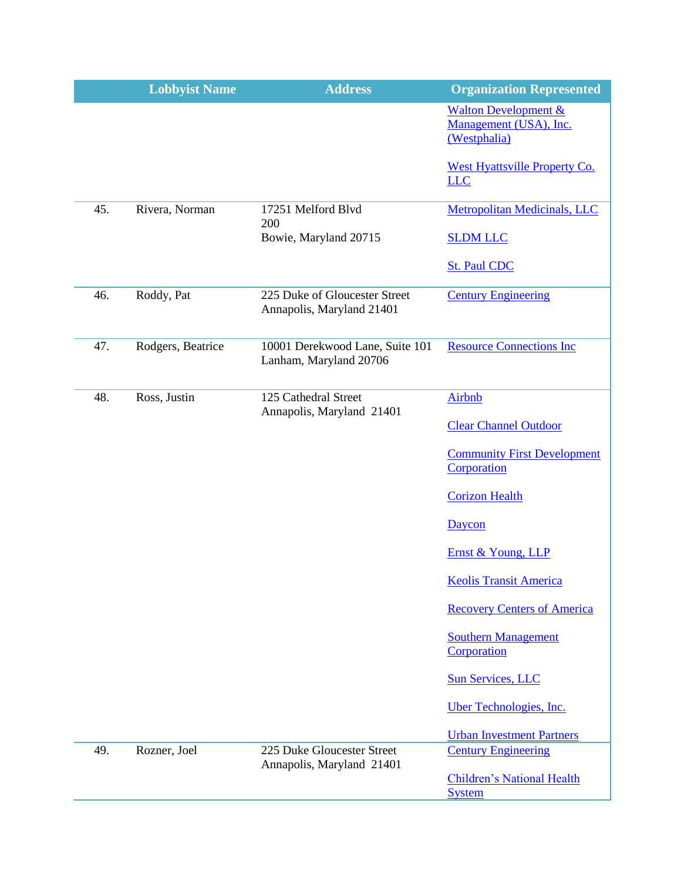| | Lobbyist Name | Address | Organization Represented |
|---|---|---|---|
| | | | Walton Development & Management (USA), Inc. (Westphalia)<br><br>West Hyattsville Property Co. LLC |
| 45. | Rivera, Norman | 17251 Melford Blvd<br>200<br>Bowie, Maryland 20715 | Metropolitan Medicinals, LLC<br><br>SLDM LLC<br><br>St. Paul CDC |
| 46. | Roddy, Pat | 225 Duke of Gloucester Street<br>Annapolis, Maryland 21401 | Century Engineering |
| 47. | Rodgers, Beatrice | 10001 Derekwood Lane, Suite 101<br>Lanham, Maryland 20706 | Resource Connections Inc |
| 48. | Ross, Justin | 125 Cathedral Street<br>Annapolis, Maryland 21401 | Airbnb<br><br>Clear Channel Outdoor<br><br>Community First Development Corporation<br><br>Corizon Health<br><br>Daycon<br><br>Ernst & Young, LLP<br><br>Keolis Transit America<br><br>Recovery Centers of America<br><br>Southern Management Corporation<br><br>Sun Services, LLC<br><br>Uber Technologies, Inc.<br><br>Urban Investment Partners |
| 49. | Rozner, Joel | 225 Duke Gloucester Street<br>Annapolis, Maryland 21401 | Century Engineering<br><br>Children's National Health System |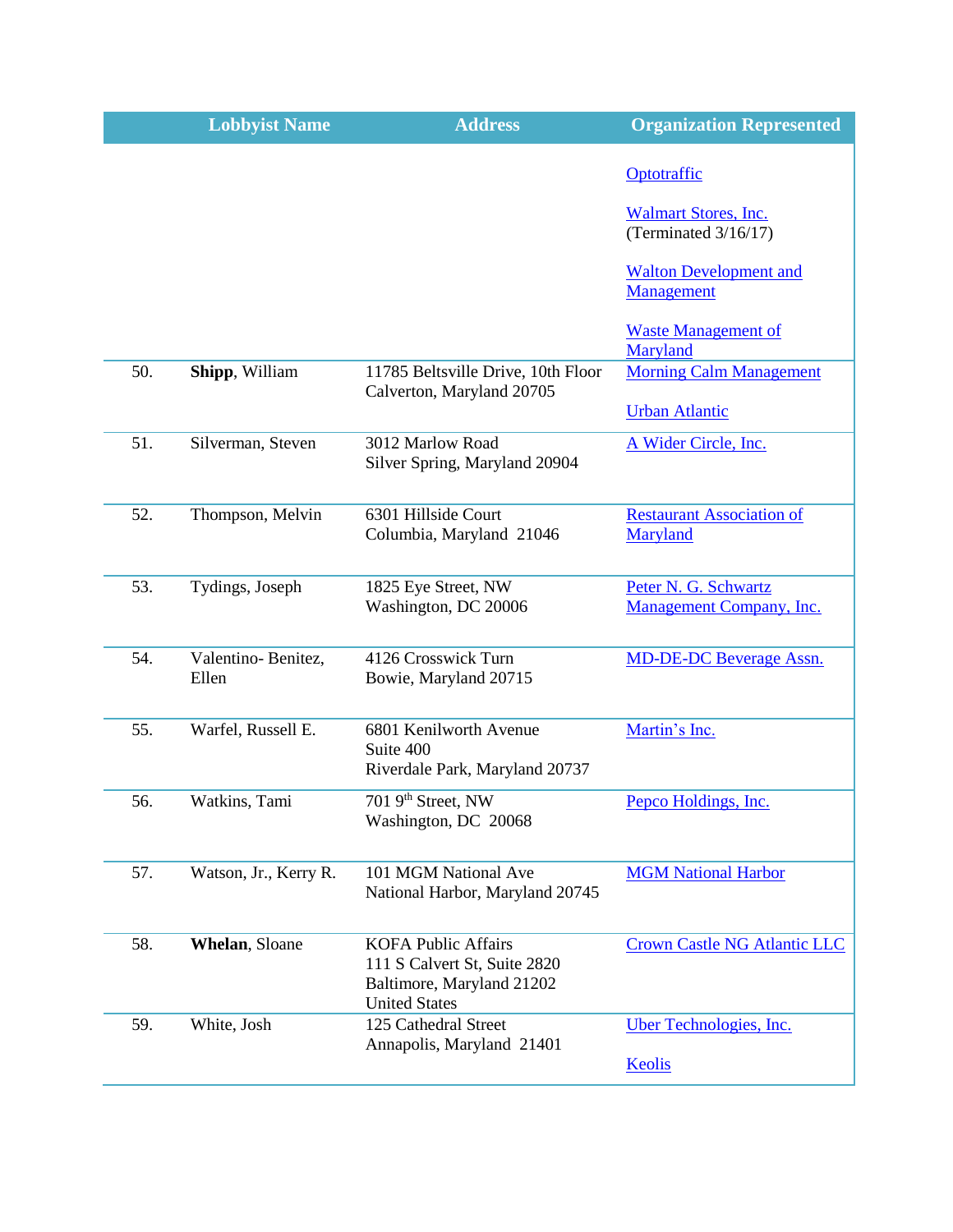| | Lobbyist Name | Address | Organization Represented |
|---|---|---|---|
| | | | Optotraffic<br><br>Walmart Stores, Inc. (Terminated 3/16/17)<br><br>Walton Development and Management<br><br>Waste Management of Maryland |
| 50. | **Shipp**, William | 11785 Beltsville Drive, 10th Floor<br>Calverton, Maryland 20705 | Morning Calm Management<br><br>Urban Atlantic |
| 51. | Silverman, Steven | 3012 Marlow Road<br>Silver Spring, Maryland 20904 | A Wider Circle, Inc. |
| 52. | Thompson, Melvin | 6301 Hillside Court<br>Columbia, Maryland 21046 | Restaurant Association of Maryland |
| 53. | Tydings, Joseph | 1825 Eye Street, NW<br>Washington, DC 20006 | Peter N. G. Schwartz Management Company, Inc. |
| 54. | Valentino- Benitez, Ellen | 4126 Crosswick Turn<br>Bowie, Maryland 20715 | MD-DE-DC Beverage Assn. |
| 55. | Warfel, Russell E. | 6801 Kenilworth Avenue<br>Suite 400<br>Riverdale Park, Maryland 20737 | Martin's Inc. |
| 56. | Watkins, Tami | 701 9th Street, NW<br>Washington, DC 20068 | Pepco Holdings, Inc. |
| 57. | Watson, Jr., Kerry R. | 101 MGM National Ave<br>National Harbor, Maryland 20745 | MGM National Harbor |
| 58. | **Whelan**, Sloane | KOFA Public Affairs<br>111 S Calvert St, Suite 2820<br>Baltimore, Maryland 21202<br>United States | Crown Castle NG Atlantic LLC |
| 59. | White, Josh | 125 Cathedral Street<br>Annapolis, Maryland 21401 | Uber Technologies, Inc.<br><br>Keolis |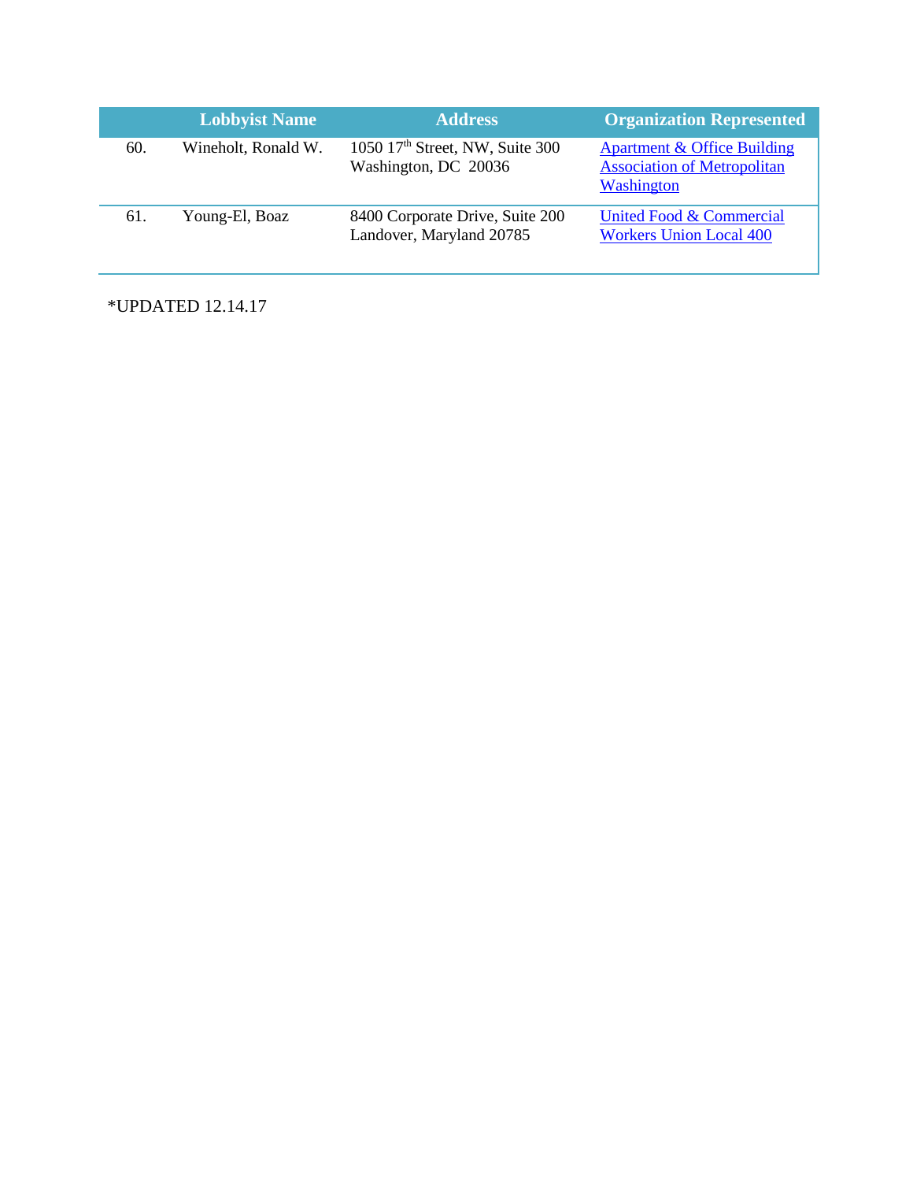| | Lobbyist Name | Address | Organization Represented |
|---|---|---|---|
| 60. | Wineholt, Ronald W. | 1050 17th Street, NW, Suite 300 Washington, DC 20036 | Apartment & Office Building Association of Metropolitan Washington |
| 61. | Young-El, Boaz | 8400 Corporate Drive, Suite 200 Landover, Maryland 20785 | United Food & Commercial Workers Union Local 400 |

*UPDATED 12.14.17